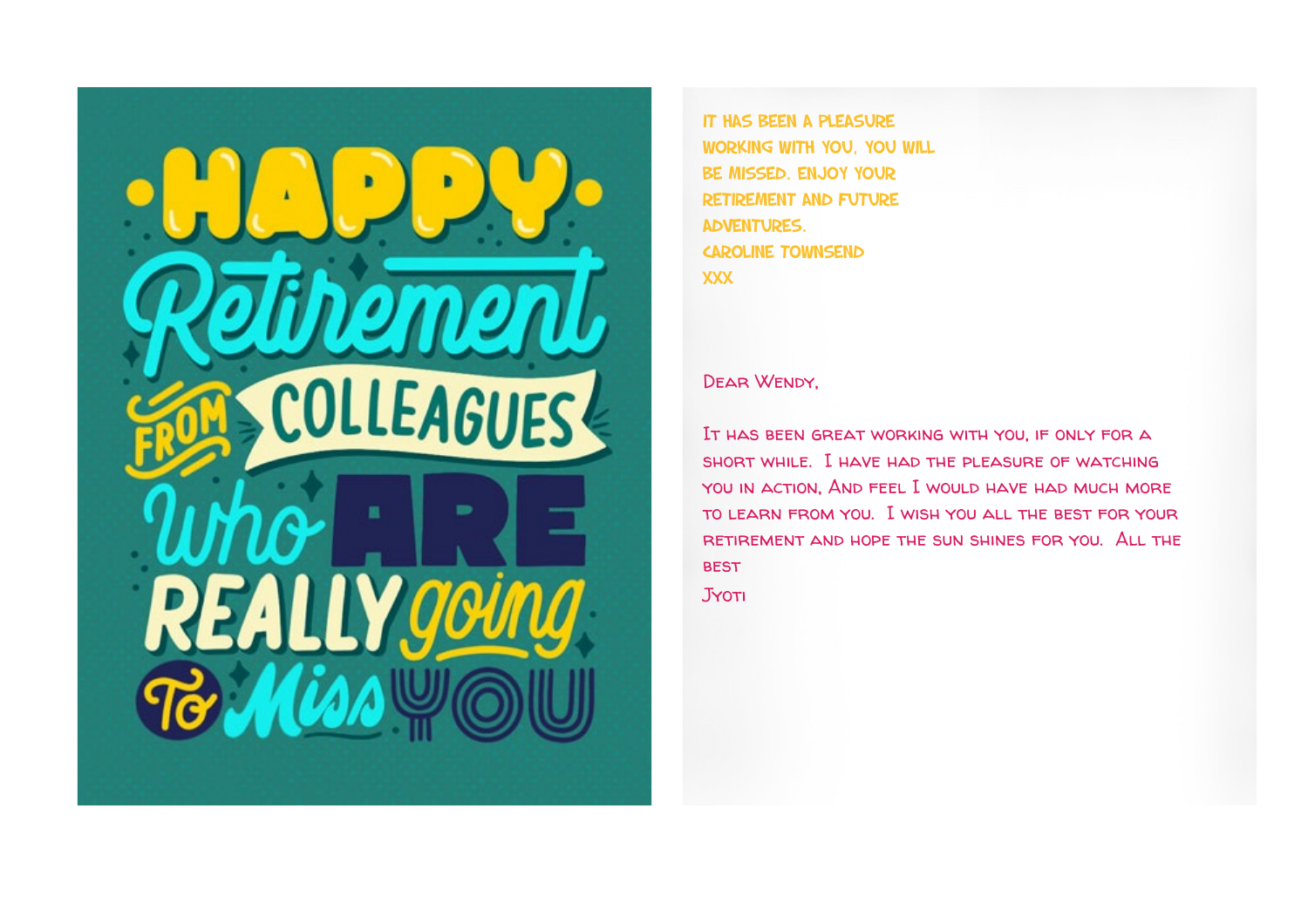HAPPY Retirement FROM COLLEAGUES Who ARE REALLY going To Miss YOU

IT HAS BEEN A PLEASURE WORKING WITH YOU. YOU WILL BE MISSED. ENJOY YOUR RETIREMENT AND FUTURE ADVENTURES.

CAROLINE TOWNSEND

XXX

Dear Wendy,

It has been great working with you, if only for a short while. I have had the pleasure of watching you in action, And feel I would have had much more to learn from you. I wish you all the best for your retirement and hope the sun shines for you. All the best

Jyoti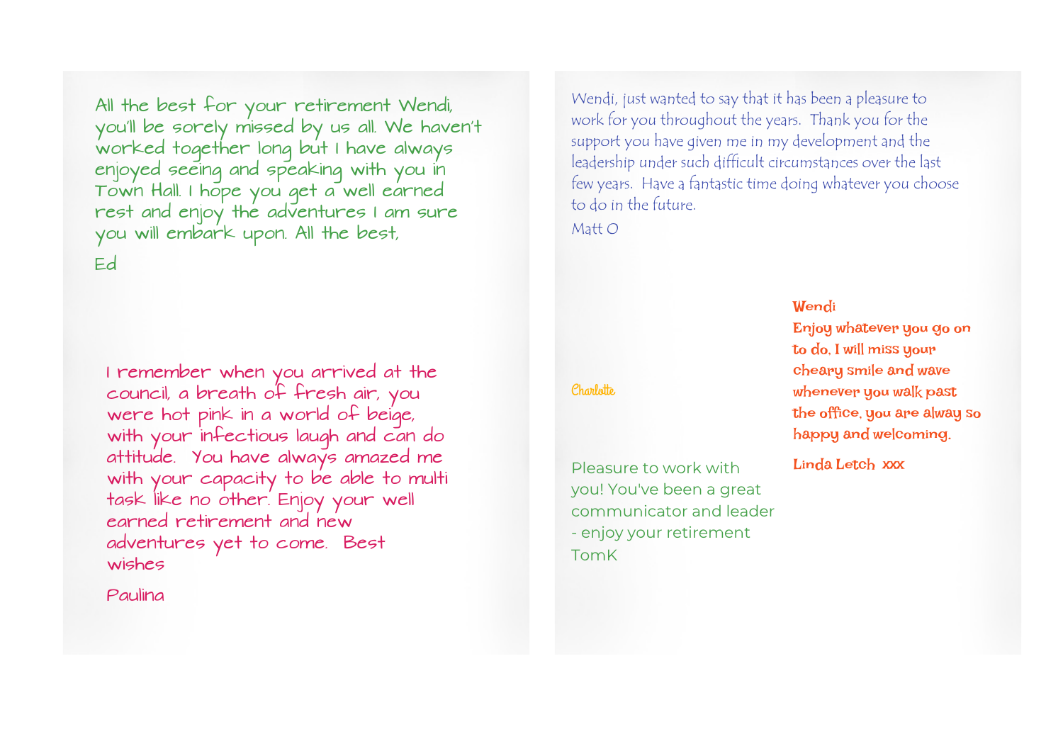All the best for your retirement Wendi, you'll be sorely missed by us all. We haven't worked together long but I have always enjoyed seeing and speaking with you in Town Hall. I hope you get a well earned rest and enjoy the adventures I am sure you will embark upon. All the best,

Ed

I remember when you arrived at the council, a breath of fresh air, you were hot pink in a world of beige, with your infectious laugh and can do attitude. You have always amazed me with your capacity to be able to multi task like no other. Enjoy your well earned retirement and new adventures yet to come. Best wishes

Paulina

Wendi, just wanted to say that it has been a pleasure to work for you throughout the years. Thank you for the support you have given me in my development and the leadership under such difficult circumstances over the last few years. Have a fantastic time doing whatever you choose to do in the future.

Matt O

Charlotte

Pleasure to work with you! You've been a great communicator and leader - enjoy your retirement

TomK

**Wendi**

**Enjoy whatever you go on to do. I will miss your cheary smile and wave whenever you walk past the office, you are alway so happy and welcoming.**

**Linda Letch xxx**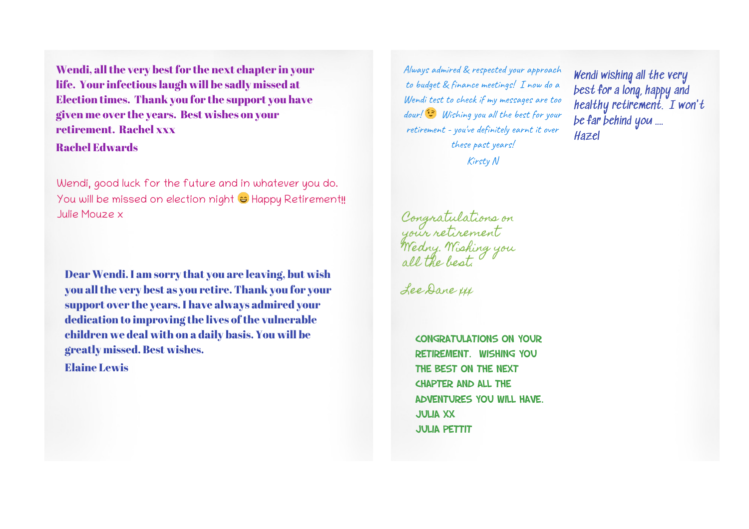**Wendi, all the very best for the next chapter in your life. Your infectious laugh will be sadly missed at Election times. Thank you for the support you have given me over the years. Best wishes on your retirement. Rachel xxx**

**Rachel Edwards**

Wendi, good luck for the future and in whatever you do. You will be missed on election night 😄 Happy Retirement!!
Julie Mouze x

**Dear Wendi. I am sorry that you are leaving, but wish you all the very best as you retire. Thank you for your support over the years. I have always admired your dedication to improving the lives of the vulnerable children we deal with on a daily basis. You will be greatly missed. Best wishes.**

**Elaine Lewis**

*Always admired & respected your approach to budget & finance meetings! I now do a Wendi test to check if my messages are too dour! 😉 Wishing you all the best for your retirement - you've definitely earnt it over these past years!*

*Kirsty N*

Wendi wishing all the very best for a long, happy and healthy retirement. I won't be far behind you ....
Hazel

*Congratulations on your retirement Wedny. Wishing you all the best.*

*Lee Dane xxx*

CONGRATULATIONS ON YOUR RETIREMENT. WISHING YOU THE BEST ON THE NEXT CHAPTER AND ALL THE ADVENTURES YOU WILL HAVE.
JULIA XX
JULIA PETTIT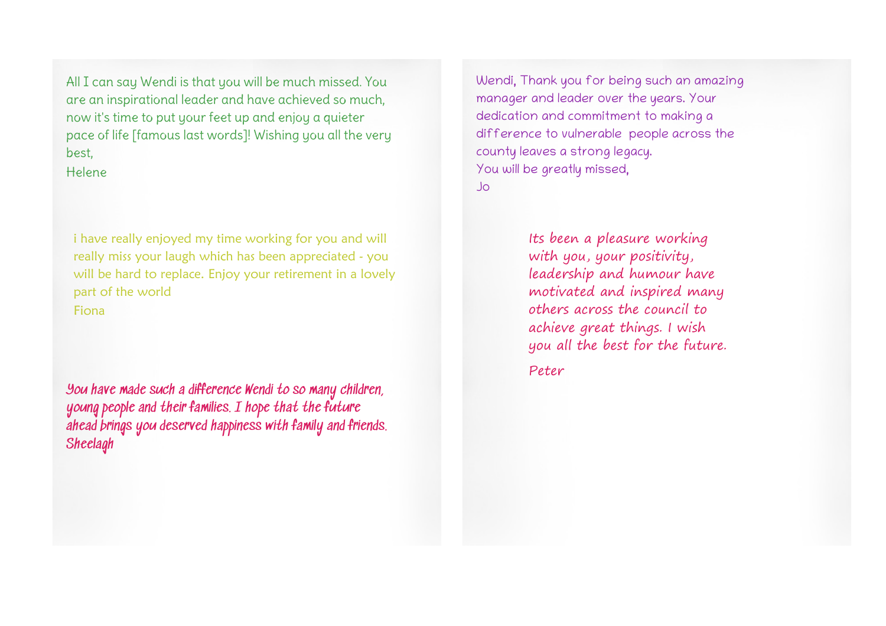All I can say Wendi is that you will be much missed. You are an inspirational leader and have achieved so much, now it's time to put your feet up and enjoy a quieter pace of life [famous last words]! Wishing you all the very best,
Helene

i have really enjoyed my time working for you and will really miss your laugh which has been appreciated - you will be hard to replace. Enjoy your retirement in a lovely part of the world
Fiona

You have made such a difference Wendi to so many children, young people and their families. I hope that the future ahead brings you deserved happiness with family and friends.
Sheelagh

Wendi, Thank you for being such an amazing manager and leader over the years. Your dedication and commitment to making a difference to vulnerable people across the county leaves a strong legacy.
You will be greatly missed,
Jo

Its been a pleasure working with you, your positivity, leadership and humour have motivated and inspired many others across the council to achieve great things. I wish you all the best for the future.

Peter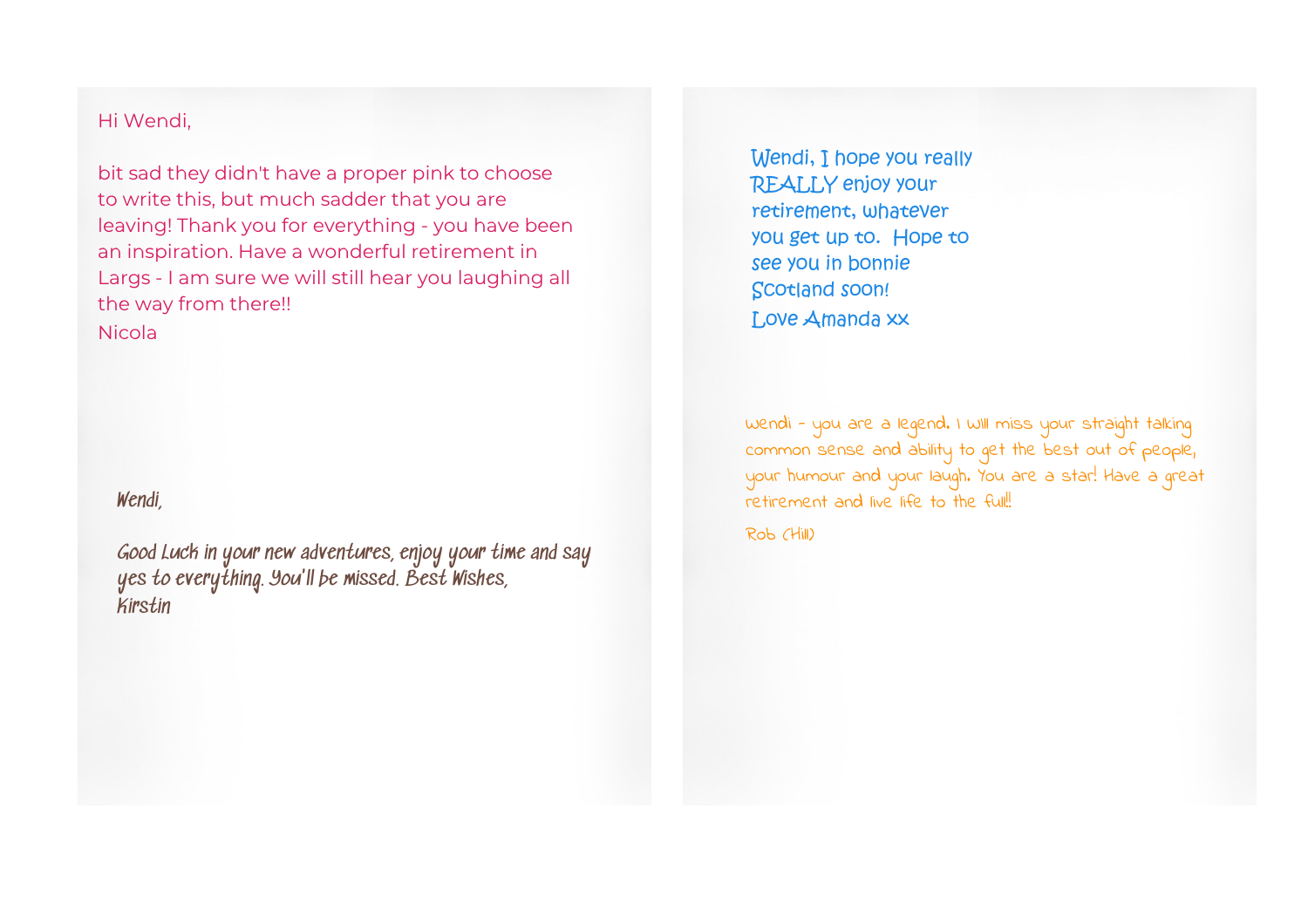Hi Wendi,

bit sad they didn't have a proper pink to choose to write this, but much sadder that you are leaving! Thank you for everything - you have been an inspiration. Have a wonderful retirement in Largs - I am sure we will still hear you laughing all the way from there!!

Nicola

Wendi,

Good Luck in your new adventures, enjoy your time and say yes to everything. You'll be missed. Best Wishes,

Kirstin

Wendi, I hope you really REALLY enjoy your retirement, whatever you get up to. Hope to see you in bonnie Scotland soon!

Love Amanda xx

Wendi - you are a legend. I will miss your straight talking common sense and ability to get the best out of people, your humour and your laugh. You are a star! Have a great retirement and live life to the full!!

Rob (Hill)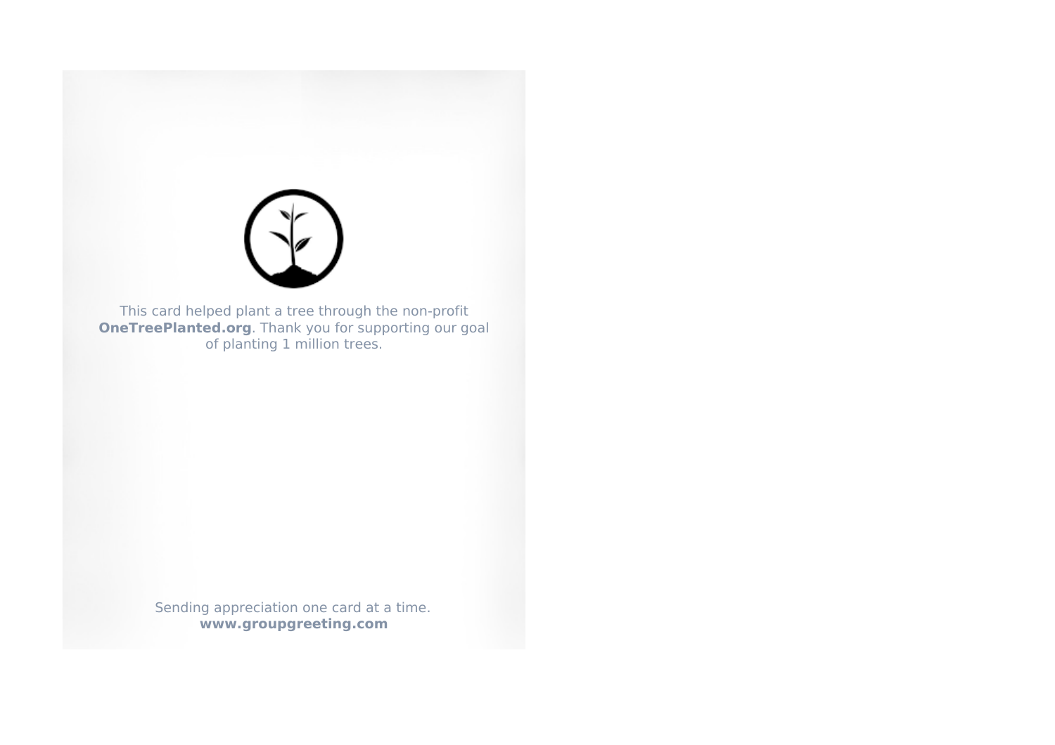This card helped plant a tree through the non-profit **OneTreePlanted.org**. Thank you for supporting our goal of planting 1 million trees.

Sending appreciation one card at a time.
**www.groupgreeting.com**